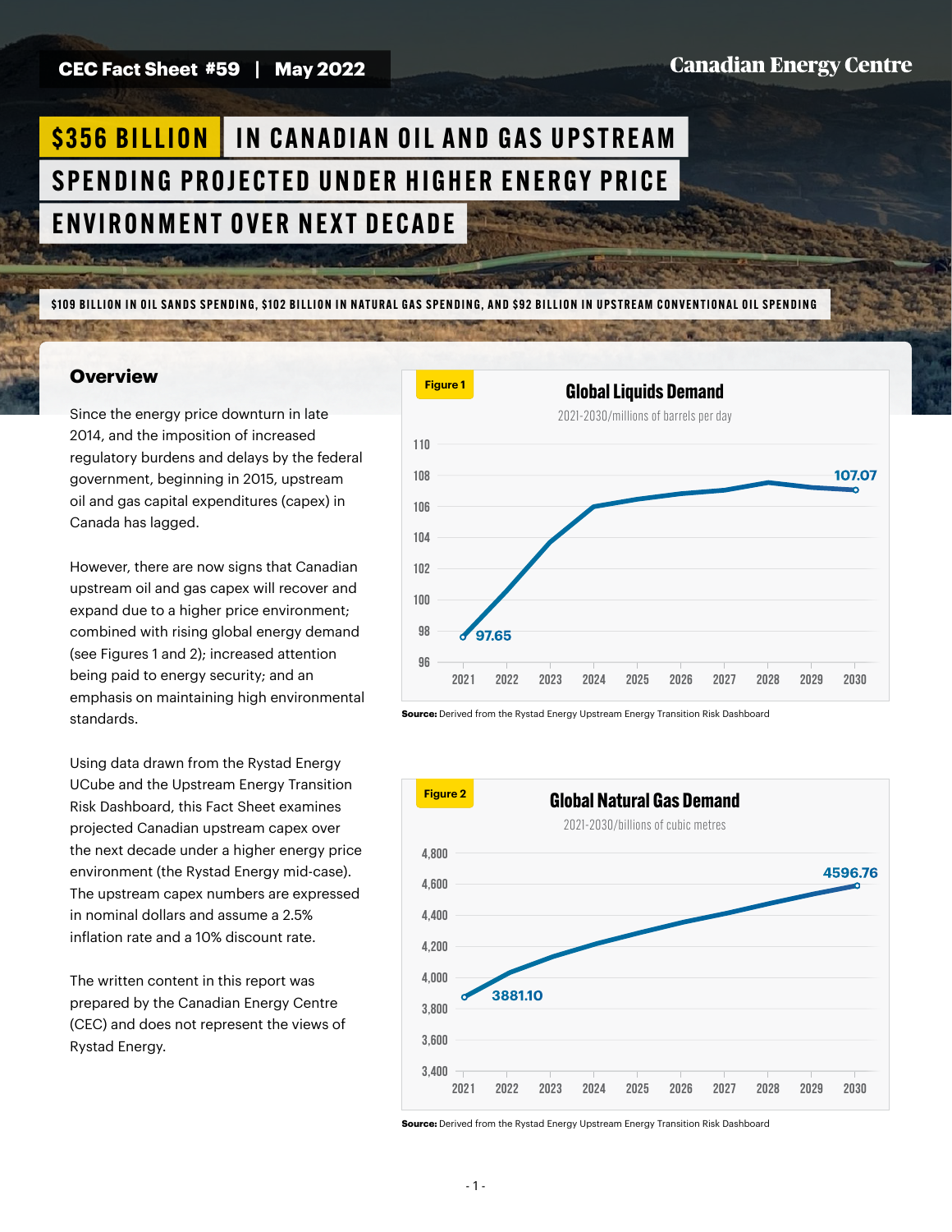CEC Fact Sheet #59 | May 2022

Canadian Energy Centre

# $356 BILLION IN CANADIAN OIL AND GAS UPSTREAM SPENDING PROJECTED UNDER HIGHER ENERGY PRICE ENVIRONMENT OVER NEXT DECADE

$109 BILLION IN OIL SANDS SPENDING, $102 BILLION IN NATURAL GAS SPENDING, AND $92 BILLION IN UPSTREAM CONVENTIONAL OIL SPENDING

## Overview

Since the energy price downturn in late 2014, and the imposition of increased regulatory burdens and delays by the federal government, beginning in 2015, upstream oil and gas capital expenditures (capex) in Canada has lagged.

However, there are now signs that Canadian upstream oil and gas capex will recover and expand due to a higher price environment; combined with rising global energy demand (see Figures 1 and 2); increased attention being paid to energy security; and an emphasis on maintaining high environmental standards.

Using data drawn from the Rystad Energy UCube and the Upstream Energy Transition Risk Dashboard, this Fact Sheet examines projected Canadian upstream capex over the next decade under a higher energy price environment (the Rystad Energy mid-case). The upstream capex numbers are expressed in nominal dollars and assume a 2.5% inflation rate and a 10% discount rate.

The written content in this report was prepared by the Canadian Energy Centre (CEC) and does not represent the views of Rystad Energy.

**Figure 1**

**Global Liquids Demand**

2021-2030/millions of barrels per day

(Line chart: 2021: 97.65; 2030: 107.07)

**Source:** Derived from the Rystad Energy Upstream Energy Transition Risk Dashboard

**Figure 2**

**Global Natural Gas Demand**

2021-2030/billions of cubic metres

(Line chart: 2021: 3881.10; 2030: 4596.76)

**Source:** Derived from the Rystad Energy Upstream Energy Transition Risk Dashboard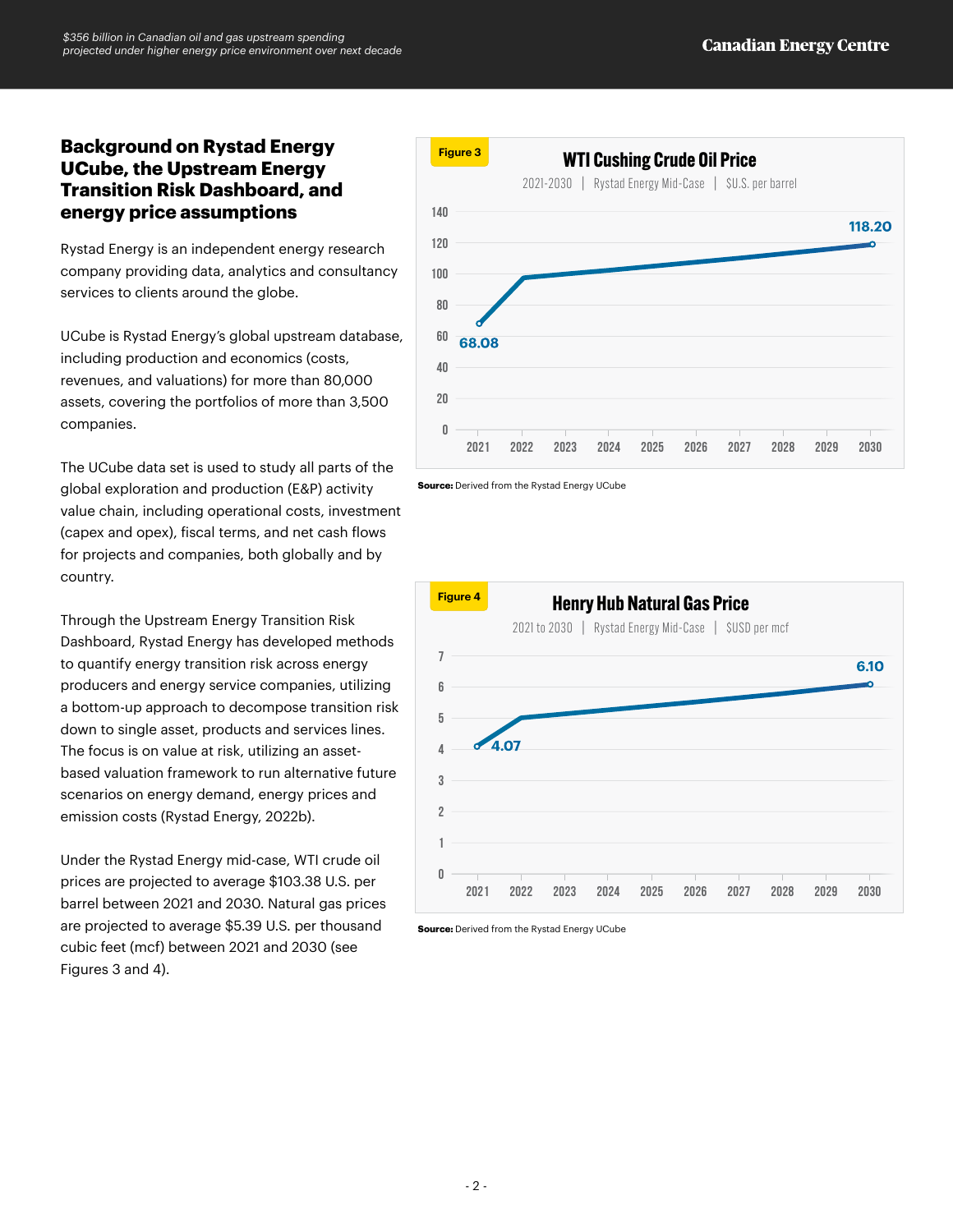## Background on Rystad Energy UCube, the Upstream Energy Transition Risk Dashboard, and energy price assumptions

Rystad Energy is an independent energy research company providing data, analytics and consultancy services to clients around the globe.

UCube is Rystad Energy's global upstream database, including production and economics (costs, revenues, and valuations) for more than 80,000 assets, covering the portfolios of more than 3,500 companies.

The UCube data set is used to study all parts of the global exploration and production (E&P) activity value chain, including operational costs, investment (capex and opex), fiscal terms, and net cash flows for projects and companies, both globally and by country.

Through the Upstream Energy Transition Risk Dashboard, Rystad Energy has developed methods to quantify energy transition risk across energy producers and energy service companies, utilizing a bottom-up approach to decompose transition risk down to single asset, products and services lines. The focus is on value at risk, utilizing an asset-based valuation framework to run alternative future scenarios on energy demand, energy prices and emission costs (Rystad Energy, 2022b).

Under the Rystad Energy mid-case, WTI crude oil prices are projected to average $103.38 U.S. per barrel between 2021 and 2030. Natural gas prices are projected to average $5.39 U.S. per thousand cubic feet (mcf) between 2021 and 2030 (see Figures 3 and 4).

**Figure 3**

**WTI Cushing Crude Oil Price**

2021-2030 | Rystad Energy Mid-Case | $U.S. per barrel

| Year | Price |
|---|---|
| 2021 | 68.08 |
| 2030 | 118.20 |

**Source:** Derived from the Rystad Energy UCube

**Figure 4**

**Henry Hub Natural Gas Price**

2021 to 2030 | Rystad Energy Mid-Case | $USD per mcf

| Year | Price |
|---|---|
| 2021 | 4.07 |
| 2030 | 6.10 |

**Source:** Derived from the Rystad Energy UCube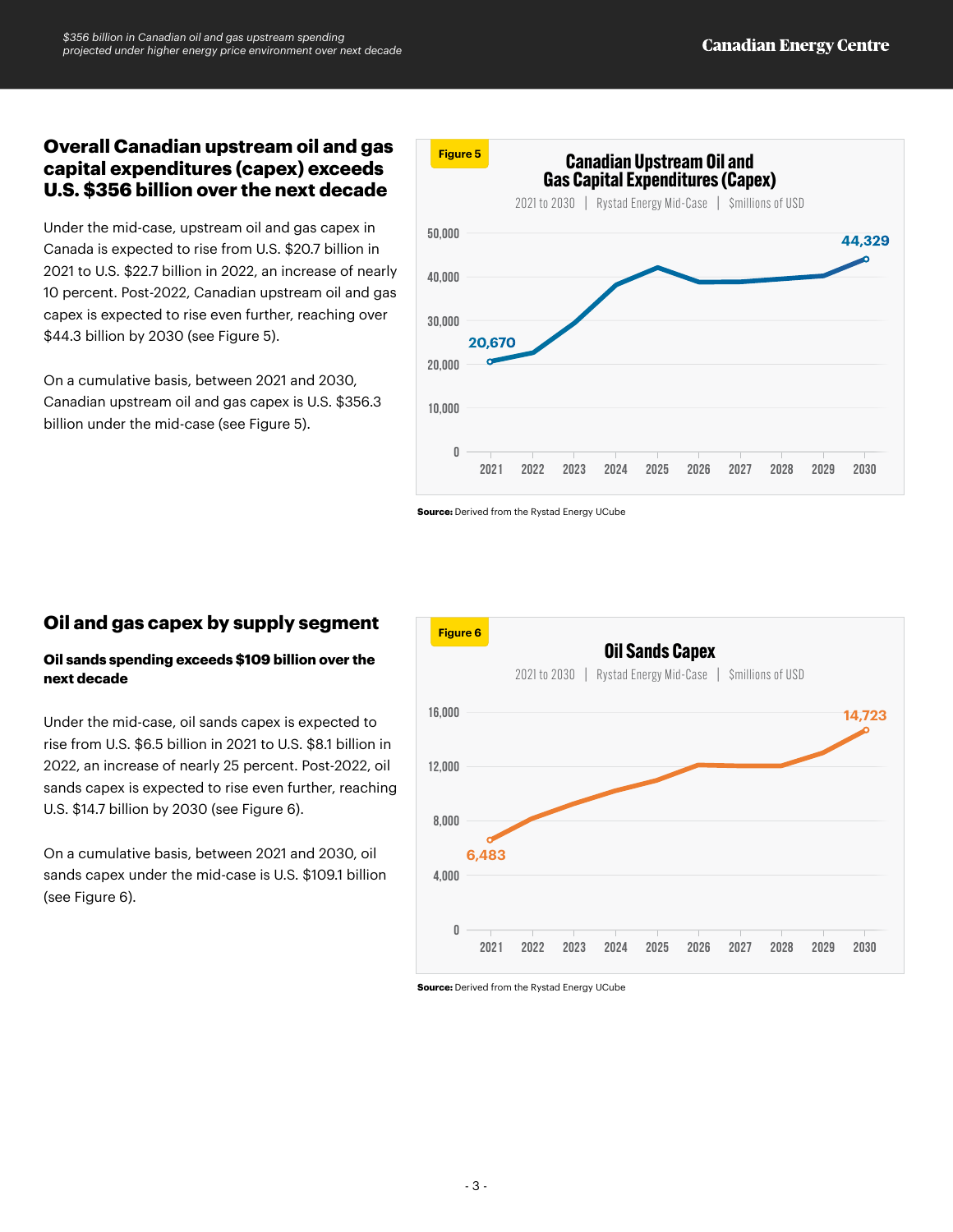## Overall Canadian upstream oil and gas capital expenditures (capex) exceeds U.S. $356 billion over the next decade

Under the mid-case, upstream oil and gas capex in Canada is expected to rise from U.S. $20.7 billion in 2021 to U.S. $22.7 billion in 2022, an increase of nearly 10 percent. Post-2022, Canadian upstream oil and gas capex is expected to rise even further, reaching over $44.3 billion by 2030 (see Figure 5).

On a cumulative basis, between 2021 and 2030, Canadian upstream oil and gas capex is U.S. $356.3 billion under the mid-case (see Figure 5).

**Figure 5**

**Canadian Upstream Oil and Gas Capital Expenditures (Capex)**

2021 to 2030 | Rystad Energy Mid-Case | $millions of USD

| Year | Capex |
|---|---|
| 2021 | 20,670 |
| 2030 | 44,329 |

**Source:** Derived from the Rystad Energy UCube

## Oil and gas capex by supply segment

**Oil sands spending exceeds $109 billion over the next decade**

Under the mid-case, oil sands capex is expected to rise from U.S. $6.5 billion in 2021 to U.S. $8.1 billion in 2022, an increase of nearly 25 percent. Post-2022, oil sands capex is expected to rise even further, reaching U.S. $14.7 billion by 2030 (see Figure 6).

On a cumulative basis, between 2021 and 2030, oil sands capex under the mid-case is U.S. $109.1 billion (see Figure 6).

**Figure 6**

**Oil Sands Capex**

2021 to 2030 | Rystad Energy Mid-Case | $millions of USD

| Year | Capex |
|---|---|
| 2021 | 6,483 |
| 2030 | 14,723 |

**Source:** Derived from the Rystad Energy UCube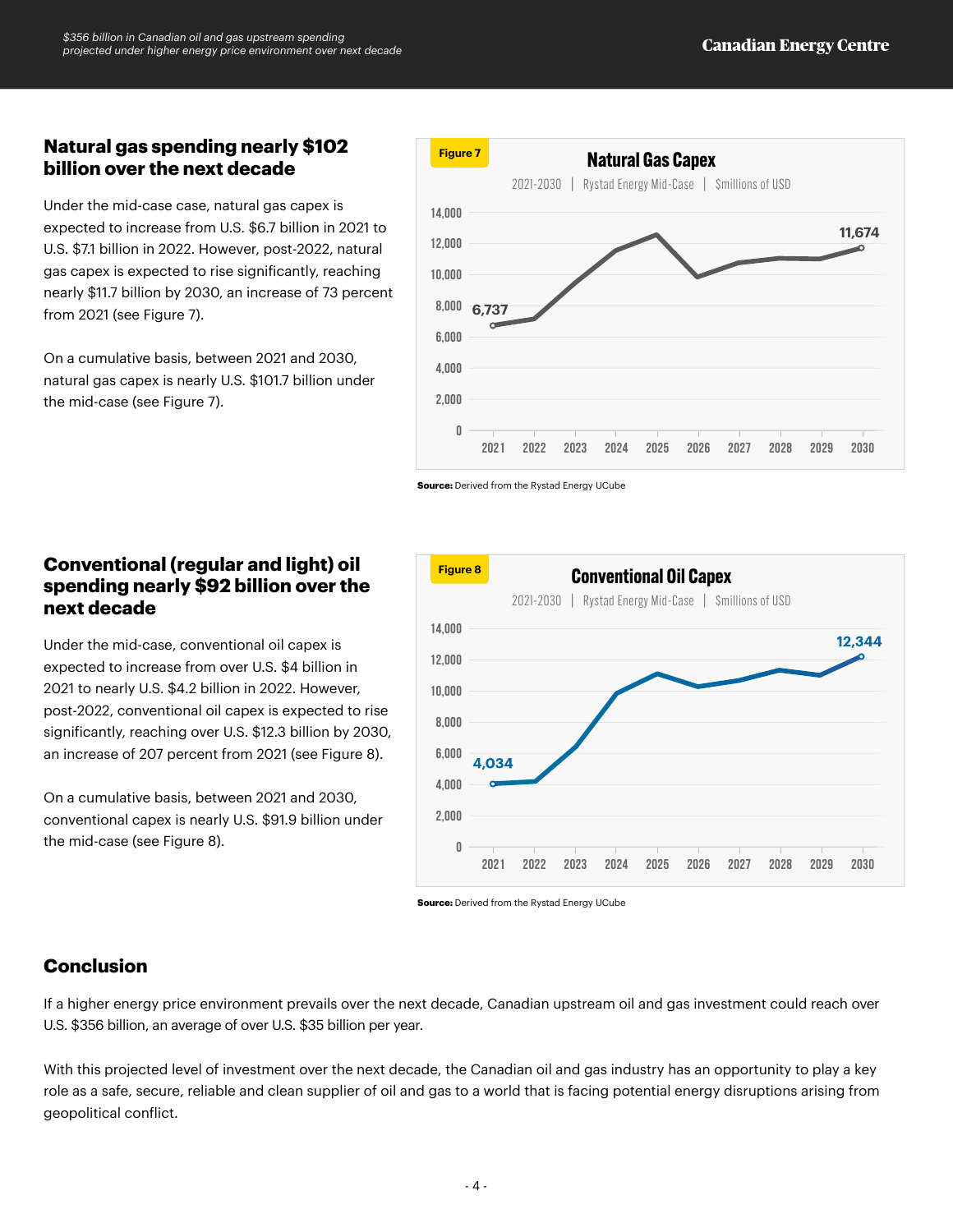## Natural gas spending nearly $102 billion over the next decade

Under the mid-case case, natural gas capex is expected to increase from U.S. $6.7 billion in 2021 to U.S. $7.1 billion in 2022. However, post-2022, natural gas capex is expected to rise significantly, reaching nearly $11.7 billion by 2030, an increase of 73 percent from 2021 (see Figure 7).

On a cumulative basis, between 2021 and 2030, natural gas capex is nearly U.S. $101.7 billion under the mid-case (see Figure 7).

Figure 7

**Natural Gas Capex**

2021-2030 | Rystad Energy Mid-Case | $millions of USD

**Source:** Derived from the Rystad Energy UCube

## Conventional (regular and light) oil spending nearly $92 billion over the next decade

Under the mid-case, conventional oil capex is expected to increase from over U.S. $4 billion in 2021 to nearly U.S. $4.2 billion in 2022. However, post-2022, conventional oil capex is expected to rise significantly, reaching over U.S. $12.3 billion by 2030, an increase of 207 percent from 2021 (see Figure 8).

On a cumulative basis, between 2021 and 2030, conventional capex is nearly U.S. $91.9 billion under the mid-case (see Figure 8).

Figure 8

**Conventional Oil Capex**

2021-2030 | Rystad Energy Mid-Case | $millions of USD

**Source:** Derived from the Rystad Energy UCube

## Conclusion

If a higher energy price environment prevails over the next decade, Canadian upstream oil and gas investment could reach over U.S. $356 billion, an average of over U.S. $35 billion per year.

With this projected level of investment over the next decade, the Canadian oil and gas industry has an opportunity to play a key role as a safe, secure, reliable and clean supplier of oil and gas to a world that is facing potential energy disruptions arising from geopolitical conflict.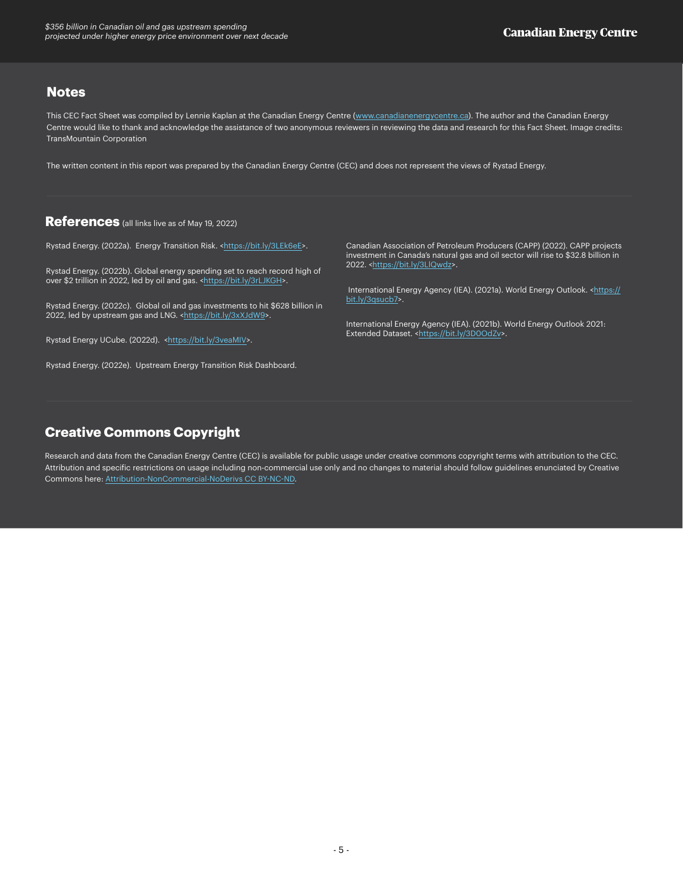## Notes

This CEC Fact Sheet was compiled by Lennie Kaplan at the Canadian Energy Centre (www.canadianenergycentre.ca). The author and the Canadian Energy Centre would like to thank and acknowledge the assistance of two anonymous reviewers in reviewing the data and research for this Fact Sheet. Image credits: TransMountain Corporation

The written content in this report was prepared by the Canadian Energy Centre (CEC) and does not represent the views of Rystad Energy.

## References (all links live as of May 19, 2022)

Rystad Energy. (2022a). Energy Transition Risk. <https://bit.ly/3LEk6eE>.

Rystad Energy. (2022b). Global energy spending set to reach record high of over $2 trillion in 2022, led by oil and gas. <https://bit.ly/3rLJKGH>.

Rystad Energy. (2022c). Global oil and gas investments to hit $628 billion in 2022, led by upstream gas and LNG. <https://bit.ly/3xXJdW9>.

Rystad Energy UCube. (2022d). <https://bit.ly/3veaMIV>.

Rystad Energy. (2022e). Upstream Energy Transition Risk Dashboard.

Canadian Association of Petroleum Producers (CAPP) (2022). CAPP projects investment in Canada's natural gas and oil sector will rise to $32.8 billion in 2022. <https://bit.ly/3LlQwdz>.

International Energy Agency (IEA). (2021a). World Energy Outlook. <https://bit.ly/3qsucb7>.

International Energy Agency (IEA). (2021b). World Energy Outlook 2021: Extended Dataset. <https://bit.ly/3D0OdZv>.

## Creative Commons Copyright

Research and data from the Canadian Energy Centre (CEC) is available for public usage under creative commons copyright terms with attribution to the CEC. Attribution and specific restrictions on usage including non-commercial use only and no changes to material should follow guidelines enunciated by Creative Commons here: Attribution-NonCommercial-NoDerivs CC BY-NC-ND.